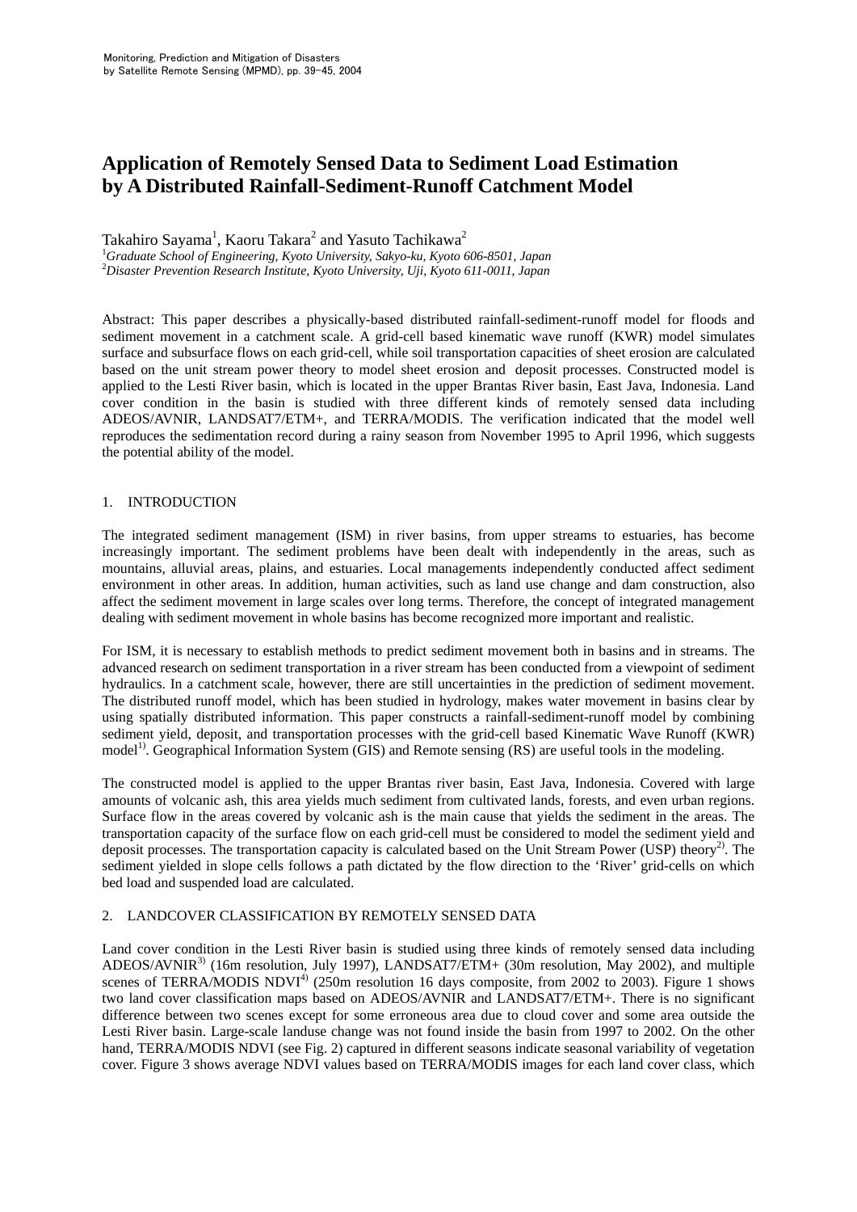# Application of Remotely Sensed Data to Sediment Load Estimation by A Distributed Rainfall-Sediment-Runoff Catchment Model

Takahiro Sayama[1], Kaoru Takara[2] and Yasuto Tachikawa[2]

[1]*Graduate School of Engineering, Kyoto University, Sakyo-ku, Kyoto 606-8501, Japan*
[2]*Disaster Prevention Research Institute, Kyoto University, Uji, Kyoto 611-0011, Japan*

Abstract: This paper describes a physically-based distributed rainfall-sediment-runoff model for floods and sediment movement in a catchment scale. A grid-cell based kinematic wave runoff (KWR) model simulates surface and subsurface flows on each grid-cell, while soil transportation capacities of sheet erosion are calculated based on the unit stream power theory to model sheet erosion and deposit processes. Constructed model is applied to the Lesti River basin, which is located in the upper Brantas River basin, East Java, Indonesia. Land cover condition in the basin is studied with three different kinds of remotely sensed data including ADEOS/AVNIR, LANDSAT7/ETM+, and TERRA/MODIS. The verification indicated that the model well reproduces the sedimentation record during a rainy season from November 1995 to April 1996, which suggests the potential ability of the model.

## 1. INTRODUCTION

The integrated sediment management (ISM) in river basins, from upper streams to estuaries, has become increasingly important. The sediment problems have been dealt with independently in the areas, such as mountains, alluvial areas, plains, and estuaries. Local managements independently conducted affect sediment environment in other areas. In addition, human activities, such as land use change and dam construction, also affect the sediment movement in large scales over long terms. Therefore, the concept of integrated management dealing with sediment movement in whole basins has become recognized more important and realistic.

For ISM, it is necessary to establish methods to predict sediment movement both in basins and in streams. The advanced research on sediment transportation in a river stream has been conducted from a viewpoint of sediment hydraulics. In a catchment scale, however, there are still uncertainties in the prediction of sediment movement. The distributed runoff model, which has been studied in hydrology, makes water movement in basins clear by using spatially distributed information. This paper constructs a rainfall-sediment-runoff model by combining sediment yield, deposit, and transportation processes with the grid-cell based Kinematic Wave Runoff (KWR) model[1)]. Geographical Information System (GIS) and Remote sensing (RS) are useful tools in the modeling.

The constructed model is applied to the upper Brantas river basin, East Java, Indonesia. Covered with large amounts of volcanic ash, this area yields much sediment from cultivated lands, forests, and even urban regions. Surface flow in the areas covered by volcanic ash is the main cause that yields the sediment in the areas. The transportation capacity of the surface flow on each grid-cell must be considered to model the sediment yield and deposit processes. The transportation capacity is calculated based on the Unit Stream Power (USP) theory[2)]. The sediment yielded in slope cells follows a path dictated by the flow direction to the 'River' grid-cells on which bed load and suspended load are calculated.

## 2. LANDCOVER CLASSIFICATION BY REMOTELY SENSED DATA

Land cover condition in the Lesti River basin is studied using three kinds of remotely sensed data including ADEOS/AVNIR[3)] (16m resolution, July 1997), LANDSAT7/ETM+ (30m resolution, May 2002), and multiple scenes of TERRA/MODIS NDVI[4)] (250m resolution 16 days composite, from 2002 to 2003). Figure 1 shows two land cover classification maps based on ADEOS/AVNIR and LANDSAT7/ETM+. There is no significant difference between two scenes except for some erroneous area due to cloud cover and some area outside the Lesti River basin. Large-scale landuse change was not found inside the basin from 1997 to 2002. On the other hand, TERRA/MODIS NDVI (see Fig. 2) captured in different seasons indicate seasonal variability of vegetation cover. Figure 3 shows average NDVI values based on TERRA/MODIS images for each land cover class, which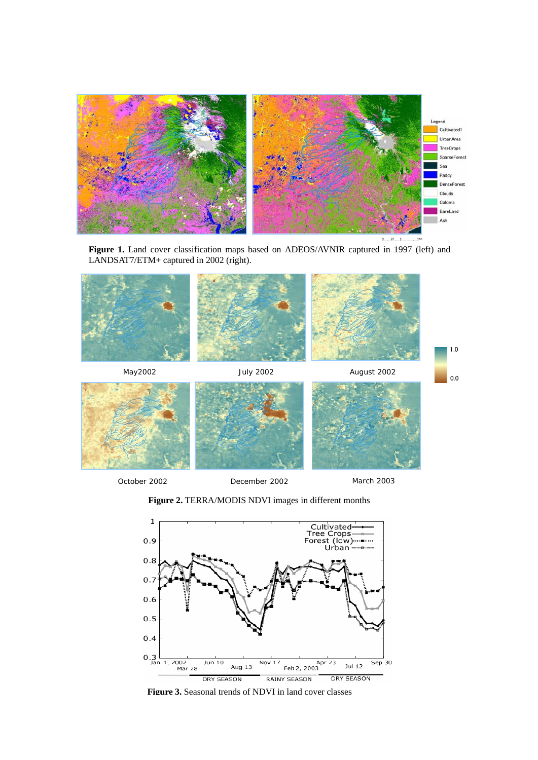**Figure 1.** Land cover classification maps based on ADEOS/AVNIR captured in 1997 (left) and LANDSAT7/ETM+ captured in 2002 (right).

**Figure 2.** TERRA/MODIS NDVI images in different months

**Figure 3.** Seasonal trends of NDVI in land cover classes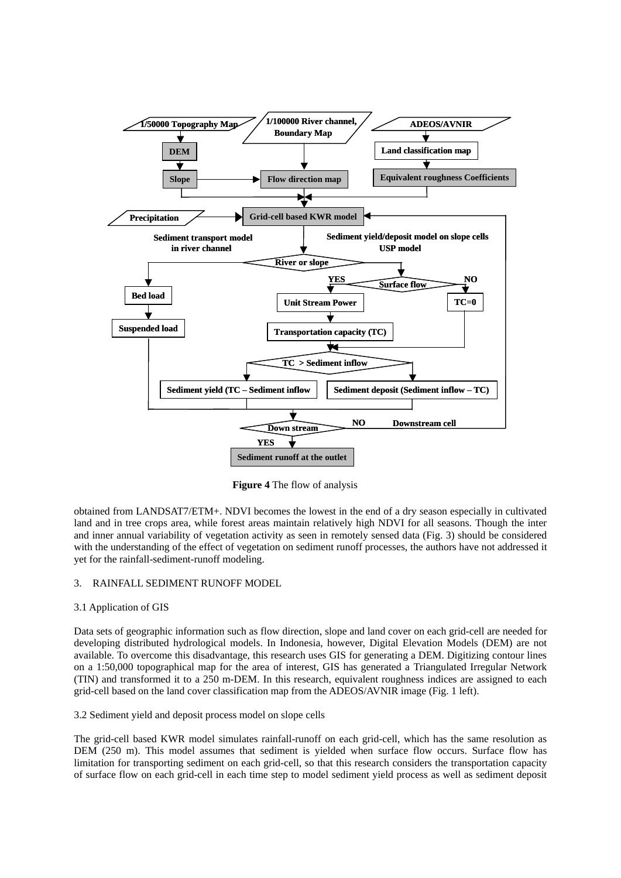**Figure 4** The flow of analysis

obtained from LANDSAT7/ETM+. NDVI becomes the lowest in the end of a dry season especially in cultivated land and in tree crops area, while forest areas maintain relatively high NDVI for all seasons. Though the inter and inner annual variability of vegetation activity as seen in remotely sensed data (Fig. 3) should be considered with the understanding of the effect of vegetation on sediment runoff processes, the authors have not addressed it yet for the rainfall-sediment-runoff modeling.

## 3. RAINFALL SEDIMENT RUNOFF MODEL

### 3.1 Application of GIS

Data sets of geographic information such as flow direction, slope and land cover on each grid-cell are needed for developing distributed hydrological models. In Indonesia, however, Digital Elevation Models (DEM) are not available. To overcome this disadvantage, this research uses GIS for generating a DEM. Digitizing contour lines on a 1:50,000 topographical map for the area of interest, GIS has generated a Triangulated Irregular Network (TIN) and transformed it to a 250 m-DEM. In this research, equivalent roughness indices are assigned to each grid-cell based on the land cover classification map from the ADEOS/AVNIR image (Fig. 1 left).

### 3.2 Sediment yield and deposit process model on slope cells

The grid-cell based KWR model simulates rainfall-runoff on each grid-cell, which has the same resolution as DEM (250 m). This model assumes that sediment is yielded when surface flow occurs. Surface flow has limitation for transporting sediment on each grid-cell, so that this research considers the transportation capacity of surface flow on each grid-cell in each time step to model sediment yield process as well as sediment deposit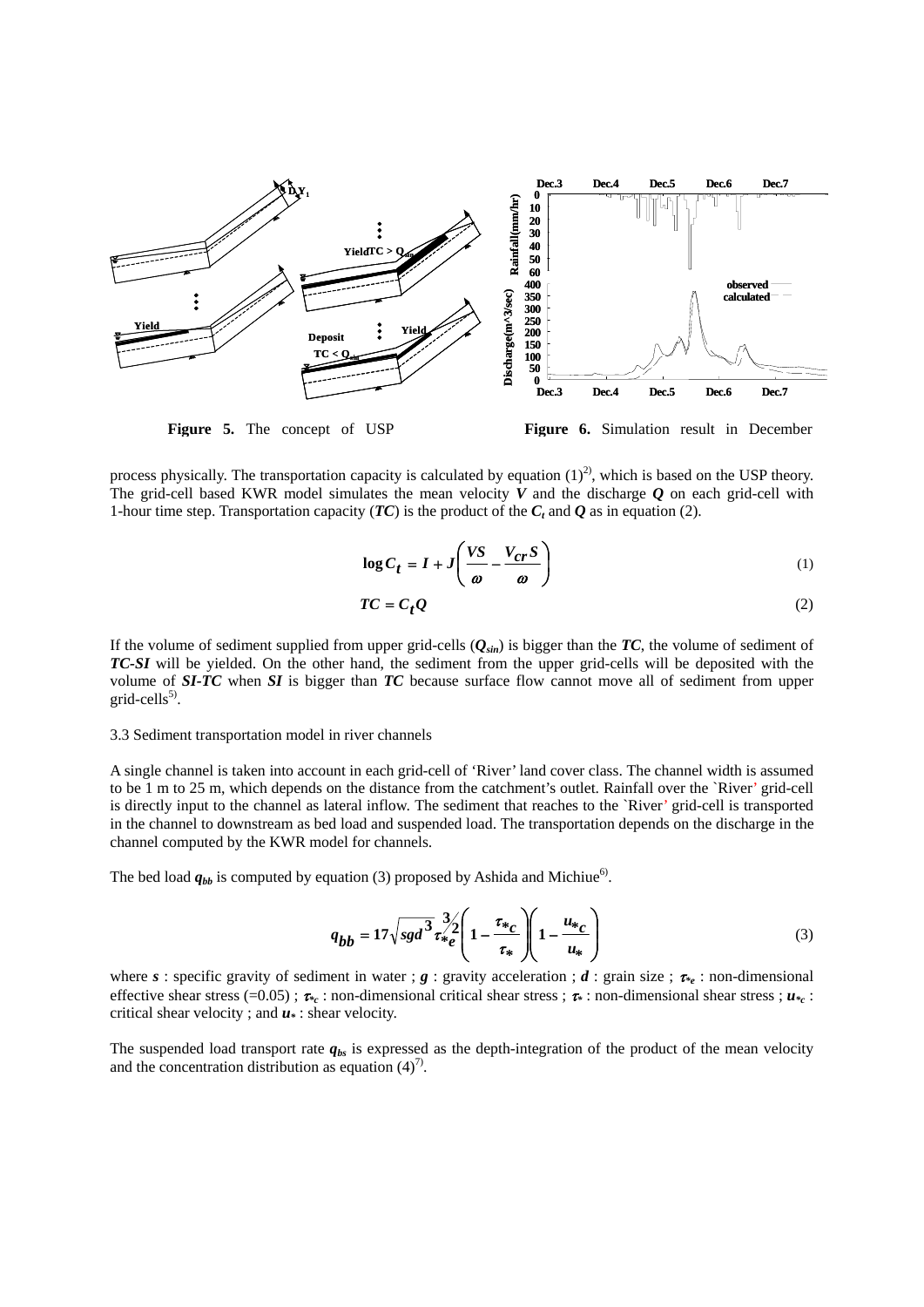**Figure 5.** The concept of USP

**Figure 6.** Simulation result in December

process physically. The transportation capacity is calculated by equation (1)[2], which is based on the USP theory. The grid-cell based KWR model simulates the mean velocity $V$ and the discharge $Q$ on each grid-cell with 1-hour time step. Transportation capacity ($TC$) is the product of the $C_t$ and $Q$ as in equation (2).

$$\log C_t = I + J\left(\frac{VS}{\omega} - \frac{V_{cr}S}{\omega}\right) \tag{1}$$

$$TC = C_t Q \tag{2}$$

If the volume of sediment supplied from upper grid-cells ($Q_{sin}$) is bigger than the $TC$, the volume of sediment of $TC$-$SI$ will be yielded. On the other hand, the sediment from the upper grid-cells will be deposited with the volume of $SI$-$TC$ when $SI$ is bigger than $TC$ because surface flow cannot move all of sediment from upper grid-cells[5].

3.3 Sediment transportation model in river channels

A single channel is taken into account in each grid-cell of 'River' land cover class. The channel width is assumed to be 1 m to 25 m, which depends on the distance from the catchment's outlet. Rainfall over the `River' grid-cell is directly input to the channel as lateral inflow. The sediment that reaches to the `River' grid-cell is transported in the channel to downstream as bed load and suspended load. The transportation depends on the discharge in the channel computed by the KWR model for channels.

The bed load $q_{bb}$ is computed by equation (3) proposed by Ashida and Michiue[6].

$$q_{bb} = 17\sqrt{sgd^3}\,\tau_{*e}^{3/2}\left(1 - \frac{\tau_{*c}}{\tau_*}\right)\left(1 - \frac{u_{*c}}{u_*}\right) \tag{3}$$

where $s$ : specific gravity of sediment in water ; $g$ : gravity acceleration ; $d$ : grain size ; $\tau_{*e}$ : non-dimensional effective shear stress (=0.05) ; $\tau_{*c}$ : non-dimensional critical shear stress ; $\tau_*$ : non-dimensional shear stress ; $u_{*c}$ : critical shear velocity ; and $u_*$ : shear velocity.

The suspended load transport rate $q_{bs}$ is expressed as the depth-integration of the product of the mean velocity and the concentration distribution as equation (4)[7].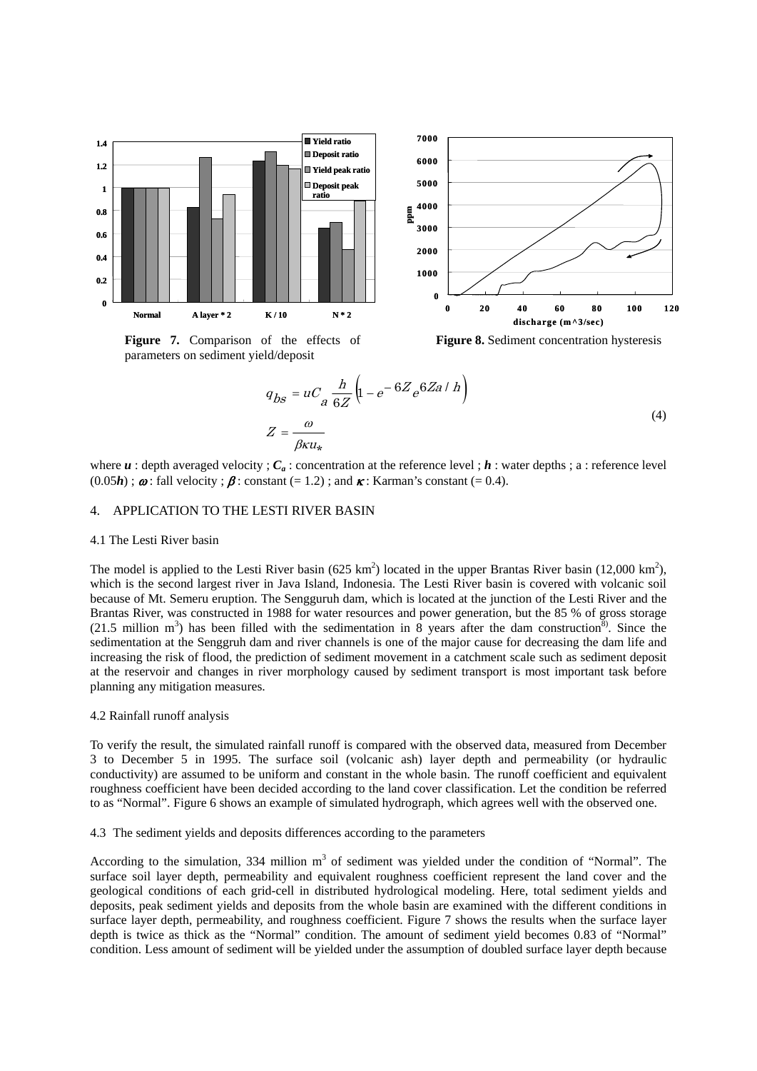**Figure 7.** Comparison of the effects of parameters on sediment yield/deposit

**Figure 8.** Sediment concentration hysteresis

$$
\begin{aligned}
q_{bs} &= uC_a \frac{h}{6Z}\left(1 - e^{-6Z} e^{6Za/h}\right) \\
Z &= \frac{\omega}{\beta \kappa u_*}
\end{aligned}
\tag{4}
$$

where $\boldsymbol{u}$ : depth averaged velocity ; $\boldsymbol{C_a}$ : concentration at the reference level ; $\boldsymbol{h}$ : water depths ; a : reference level (0.05$\boldsymbol{h}$) ; $\boldsymbol{\omega}$ : fall velocity ; $\boldsymbol{\beta}$ : constant (= 1.2) ; and $\boldsymbol{\kappa}$ : Karman's constant (= 0.4).

## 4. APPLICATION TO THE LESTI RIVER BASIN

### 4.1 The Lesti River basin

The model is applied to the Lesti River basin (625 km$^2$) located in the upper Brantas River basin (12,000 km$^2$), which is the second largest river in Java Island, Indonesia. The Lesti River basin is covered with volcanic soil because of Mt. Semeru eruption. The Sengguruh dam, which is located at the junction of the Lesti River and the Brantas River, was constructed in 1988 for water resources and power generation, but the 85 % of gross storage (21.5 million m$^3$) has been filled with the sedimentation in 8 years after the dam construction[8]. Since the sedimentation at the Senggruh dam and river channels is one of the major cause for decreasing the dam life and increasing the risk of flood, the prediction of sediment movement in a catchment scale such as sediment deposit at the reservoir and changes in river morphology caused by sediment transport is most important task before planning any mitigation measures.

### 4.2 Rainfall runoff analysis

To verify the result, the simulated rainfall runoff is compared with the observed data, measured from December 3 to December 5 in 1995. The surface soil (volcanic ash) layer depth and permeability (or hydraulic conductivity) are assumed to be uniform and constant in the whole basin. The runoff coefficient and equivalent roughness coefficient have been decided according to the land cover classification. Let the condition be referred to as "Normal". Figure 6 shows an example of simulated hydrograph, which agrees well with the observed one.

### 4.3 The sediment yields and deposits differences according to the parameters

According to the simulation, 334 million m$^3$ of sediment was yielded under the condition of "Normal". The surface soil layer depth, permeability and equivalent roughness coefficient represent the land cover and the geological conditions of each grid-cell in distributed hydrological modeling. Here, total sediment yields and deposits, peak sediment yields and deposits from the whole basin are examined with the different conditions in surface layer depth, permeability, and roughness coefficient. Figure 7 shows the results when the surface layer depth is twice as thick as the "Normal" condition. The amount of sediment yield becomes 0.83 of "Normal" condition. Less amount of sediment will be yielded under the assumption of doubled surface layer depth because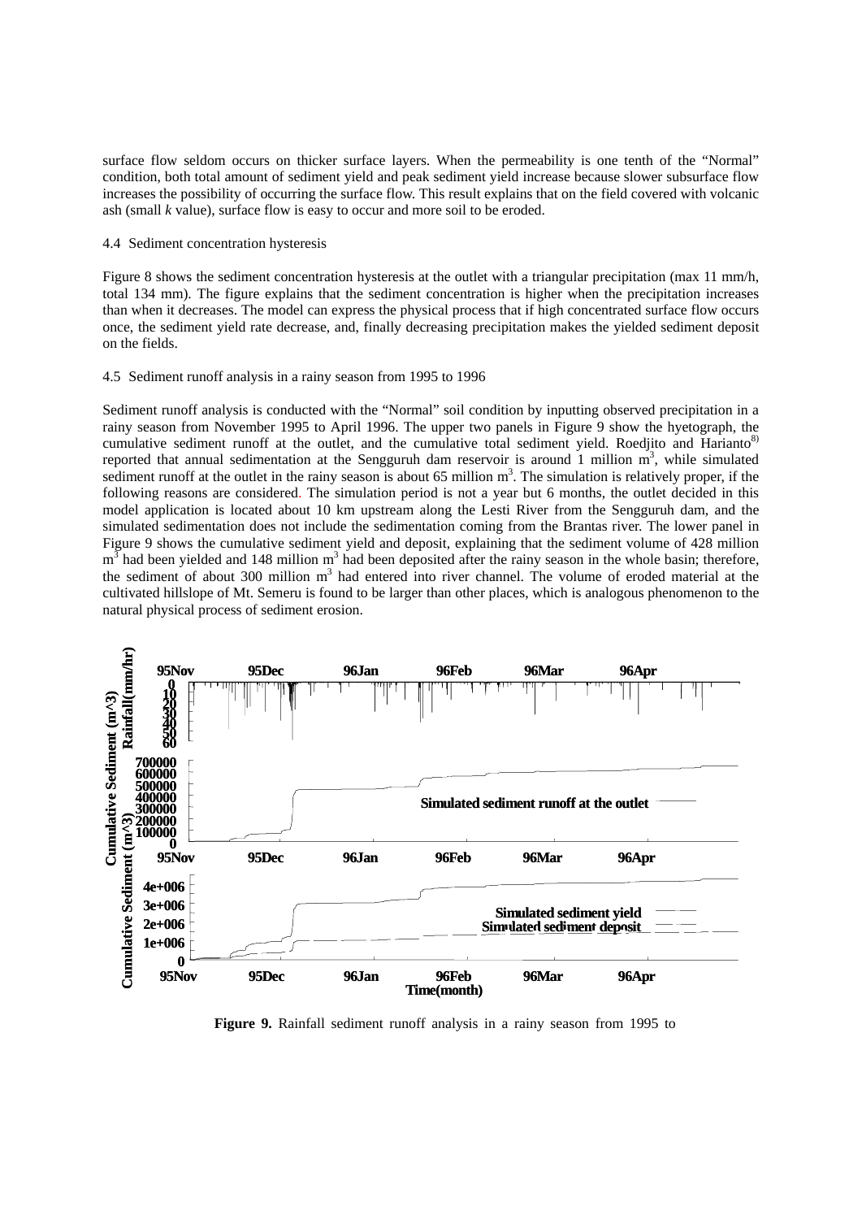surface flow seldom occurs on thicker surface layers. When the permeability is one tenth of the "Normal" condition, both total amount of sediment yield and peak sediment yield increase because slower subsurface flow increases the possibility of occurring the surface flow. This result explains that on the field covered with volcanic ash (small *k* value), surface flow is easy to occur and more soil to be eroded.

4.4 Sediment concentration hysteresis

Figure 8 shows the sediment concentration hysteresis at the outlet with a triangular precipitation (max 11 mm/h, total 134 mm). The figure explains that the sediment concentration is higher when the precipitation increases than when it decreases. The model can express the physical process that if high concentrated surface flow occurs once, the sediment yield rate decrease, and, finally decreasing precipitation makes the yielded sediment deposit on the fields.

4.5 Sediment runoff analysis in a rainy season from 1995 to 1996

Sediment runoff analysis is conducted with the "Normal" soil condition by inputting observed precipitation in a rainy season from November 1995 to April 1996. The upper two panels in Figure 9 show the hyetograph, the cumulative sediment runoff at the outlet, and the cumulative total sediment yield. Roedjito and Harianto[8] reported that annual sedimentation at the Sengguruh dam reservoir is around 1 million $m^3$, while simulated sediment runoff at the outlet in the rainy season is about 65 million $m^3$. The simulation is relatively proper, if the following reasons are considered. The simulation period is not a year but 6 months, the outlet decided in this model application is located about 10 km upstream along the Lesti River from the Sengguruh dam, and the simulated sedimentation does not include the sedimentation coming from the Brantas river. The lower panel in Figure 9 shows the cumulative sediment yield and deposit, explaining that the sediment volume of 428 million $m^3$ had been yielded and 148 million $m^3$ had been deposited after the rainy season in the whole basin; therefore, the sediment of about 300 million $m^3$ had entered into river channel. The volume of eroded material at the cultivated hillslope of Mt. Semeru is found to be larger than other places, which is analogous phenomenon to the natural physical process of sediment erosion.

**Figure 9.** Rainfall sediment runoff analysis in a rainy season from 1995 to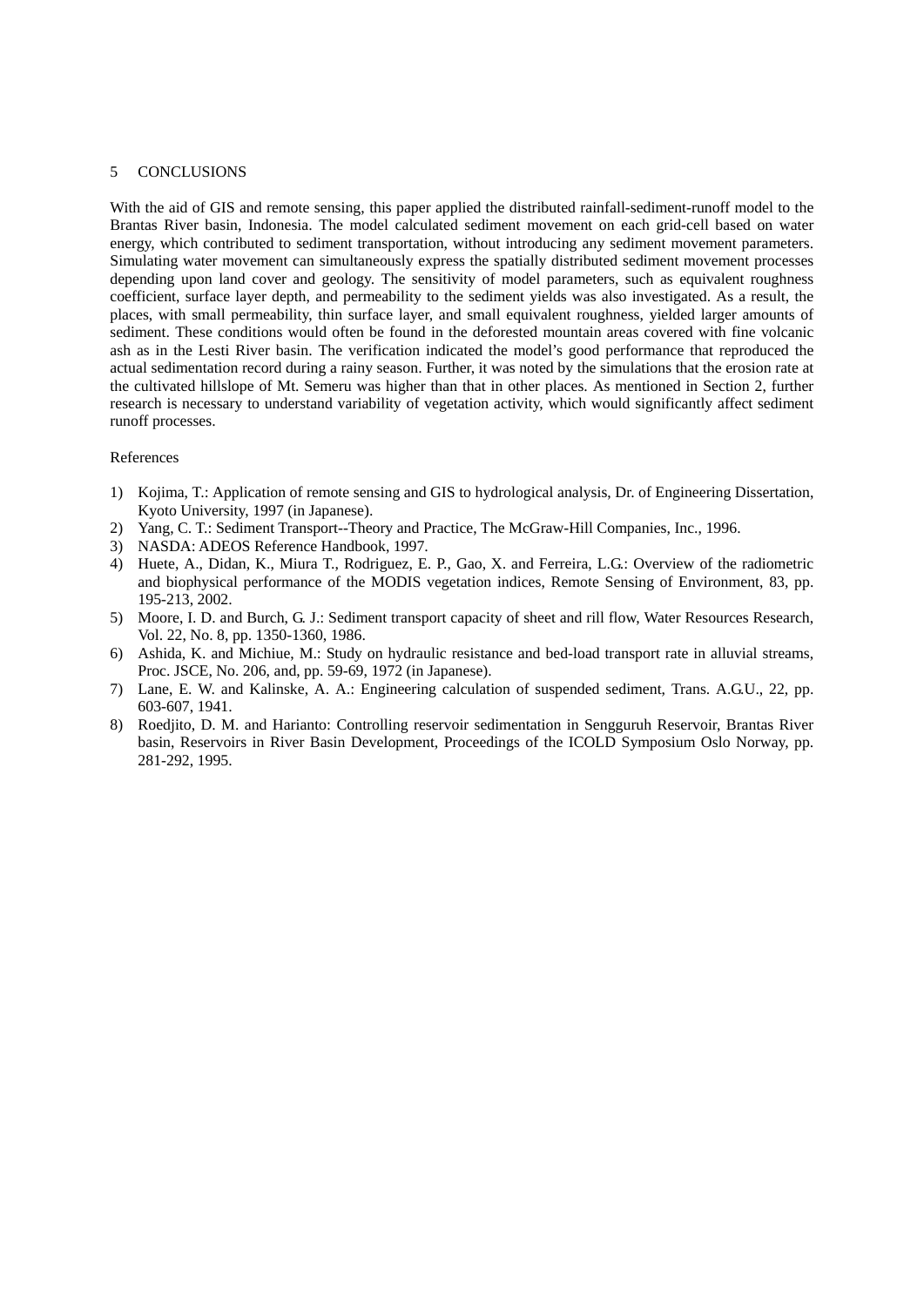## 5 CONCLUSIONS

With the aid of GIS and remote sensing, this paper applied the distributed rainfall-sediment-runoff model to the Brantas River basin, Indonesia. The model calculated sediment movement on each grid-cell based on water energy, which contributed to sediment transportation, without introducing any sediment movement parameters. Simulating water movement can simultaneously express the spatially distributed sediment movement processes depending upon land cover and geology. The sensitivity of model parameters, such as equivalent roughness coefficient, surface layer depth, and permeability to the sediment yields was also investigated. As a result, the places, with small permeability, thin surface layer, and small equivalent roughness, yielded larger amounts of sediment. These conditions would often be found in the deforested mountain areas covered with fine volcanic ash as in the Lesti River basin. The verification indicated the model's good performance that reproduced the actual sedimentation record during a rainy season. Further, it was noted by the simulations that the erosion rate at the cultivated hillslope of Mt. Semeru was higher than that in other places. As mentioned in Section 2, further research is necessary to understand variability of vegetation activity, which would significantly affect sediment runoff processes.

References

1) Kojima, T.: Application of remote sensing and GIS to hydrological analysis, Dr. of Engineering Dissertation, Kyoto University, 1997 (in Japanese).
2) Yang, C. T.: Sediment Transport--Theory and Practice, The McGraw-Hill Companies, Inc., 1996.
3) NASDA: ADEOS Reference Handbook, 1997.
4) Huete, A., Didan, K., Miura T., Rodriguez, E. P., Gao, X. and Ferreira, L.G.: Overview of the radiometric and biophysical performance of the MODIS vegetation indices, Remote Sensing of Environment, 83, pp. 195-213, 2002.
5) Moore, I. D. and Burch, G. J.: Sediment transport capacity of sheet and rill flow, Water Resources Research, Vol. 22, No. 8, pp. 1350-1360, 1986.
6) Ashida, K. and Michiue, M.: Study on hydraulic resistance and bed-load transport rate in alluvial streams, Proc. JSCE, No. 206, and, pp. 59-69, 1972 (in Japanese).
7) Lane, E. W. and Kalinske, A. A.: Engineering calculation of suspended sediment, Trans. A.G.U., 22, pp. 603-607, 1941.
8) Roedjito, D. M. and Harianto: Controlling reservoir sedimentation in Sengguruh Reservoir, Brantas River basin, Reservoirs in River Basin Development, Proceedings of the ICOLD Symposium Oslo Norway, pp. 281-292, 1995.